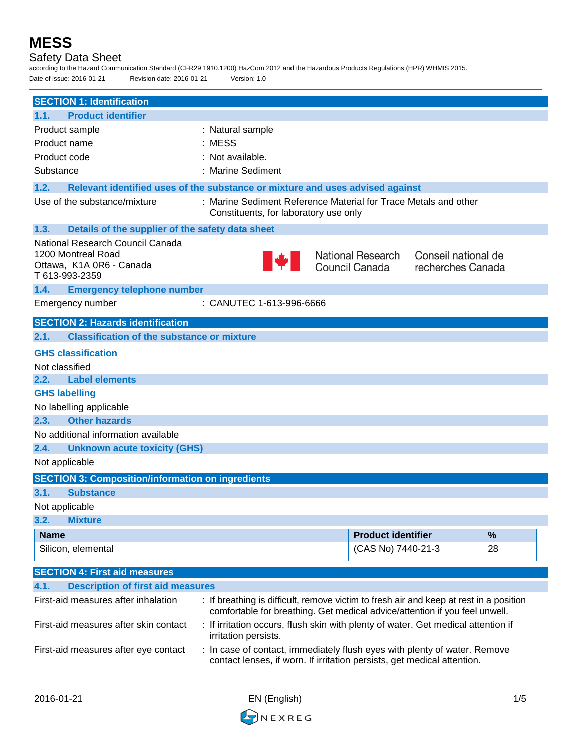# MESS

Safety Data Sheet

according to the Hazard Communication Standard (CFR29 1910.1200) HazCom 2012 and the Hazardous Products Regulations (HPR) WHMIS 2015.

Date of issue: 2016-01-21 Revision date: 2016-01-21 Version: 1.0

## SECTION 1: Identification

### 1.1. Product identifier

Product sample : Natural sample

Product name : MESS

Product code : Not available.

Substance : Marine Sediment

### 1.2. Relevant identified uses of the substance or mixture and uses advised against

Use of the substance/mixture : Marine Sediment Reference Material for Trace Metals and other Constituents, for laboratory use only

### 1.3. Details of the supplier of the safety data sheet

National Research Council Canada
1200 Montreal Road
Ottawa, K1A 0R6 - Canada
T 613-993-2359

National Research Council Canada — Conseil national de recherches Canada

### 1.4. Emergency telephone number

Emergency number : CANUTEC 1-613-996-6666

## SECTION 2: Hazards identification

### 2.1. Classification of the substance or mixture

**GHS classification**

Not classified

### 2.2. Label elements

**GHS labelling**

No labelling applicable

### 2.3. Other hazards

No additional information available

### 2.4. Unknown acute toxicity (GHS)

Not applicable

## SECTION 3: Composition/information on ingredients

### 3.1. Substance

Not applicable

### 3.2. Mixture

| Name | Product identifier | % |
|---|---|---|
| Silicon, elemental | (CAS No) 7440-21-3 | 28 |

## SECTION 4: First aid measures

### 4.1. Description of first aid measures

First-aid measures after inhalation : If breathing is difficult, remove victim to fresh air and keep at rest in a position comfortable for breathing. Get medical advice/attention if you feel unwell.

First-aid measures after skin contact : If irritation occurs, flush skin with plenty of water. Get medical attention if irritation persists.

First-aid measures after eye contact : In case of contact, immediately flush eyes with plenty of water. Remove contact lenses, if worn. If irritation persists, get medical attention.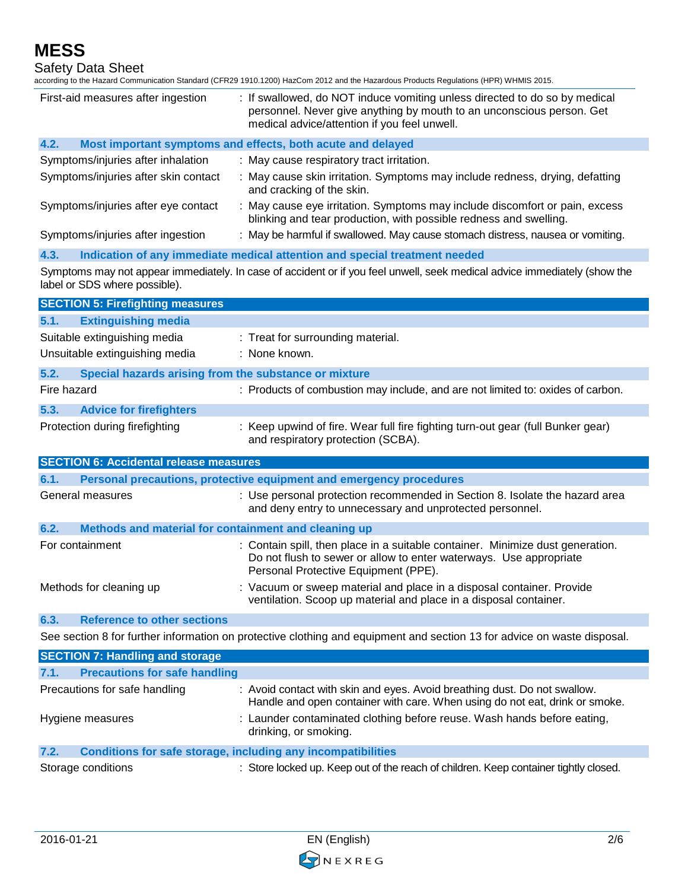| | |
|---|---|
| First-aid measures after ingestion | : If swallowed, do NOT induce vomiting unless directed to do so by medical personnel. Never give anything by mouth to an unconscious person. Get medical advice/attention if you feel unwell. |

### 4.2. Most important symptoms and effects, both acute and delayed

| | |
|---|---|
| Symptoms/injuries after inhalation | : May cause respiratory tract irritation. |
| Symptoms/injuries after skin contact | : May cause skin irritation. Symptoms may include redness, drying, defatting and cracking of the skin. |
| Symptoms/injuries after eye contact | : May cause eye irritation. Symptoms may include discomfort or pain, excess blinking and tear production, with possible redness and swelling. |
| Symptoms/injuries after ingestion | : May be harmful if swallowed. May cause stomach distress, nausea or vomiting. |

### 4.3. Indication of any immediate medical attention and special treatment needed

Symptoms may not appear immediately. In case of accident or if you feel unwell, seek medical advice immediately (show the label or SDS where possible).

## SECTION 5: Firefighting measures

### 5.1. Extinguishing media

| | |
|---|---|
| Suitable extinguishing media | : Treat for surrounding material. |
| Unsuitable extinguishing media | : None known. |

### 5.2. Special hazards arising from the substance or mixture

| | |
|---|---|
| Fire hazard | : Products of combustion may include, and are not limited to: oxides of carbon. |

### 5.3. Advice for firefighters

| | |
|---|---|
| Protection during firefighting | : Keep upwind of fire. Wear full fire fighting turn-out gear (full Bunker gear) and respiratory protection (SCBA). |

## SECTION 6: Accidental release measures

### 6.1. Personal precautions, protective equipment and emergency procedures

| | |
|---|---|
| General measures | : Use personal protection recommended in Section 8. Isolate the hazard area and deny entry to unnecessary and unprotected personnel. |

### 6.2. Methods and material for containment and cleaning up

| | |
|---|---|
| For containment | : Contain spill, then place in a suitable container. Minimize dust generation. Do not flush to sewer or allow to enter waterways. Use appropriate Personal Protective Equipment (PPE). |
| Methods for cleaning up | : Vacuum or sweep material and place in a disposal container. Provide ventilation. Scoop up material and place in a disposal container. |

### 6.3. Reference to other sections

See section 8 for further information on protective clothing and equipment and section 13 for advice on waste disposal.

## SECTION 7: Handling and storage

### 7.1. Precautions for safe handling

| | |
|---|---|
| Precautions for safe handling | : Avoid contact with skin and eyes. Avoid breathing dust. Do not swallow. Handle and open container with care. When using do not eat, drink or smoke. |
| Hygiene measures | : Launder contaminated clothing before reuse. Wash hands before eating, drinking, or smoking. |

### 7.2. Conditions for safe storage, including any incompatibilities

| | |
|---|---|
| Storage conditions | : Store locked up. Keep out of the reach of children. Keep container tightly closed. |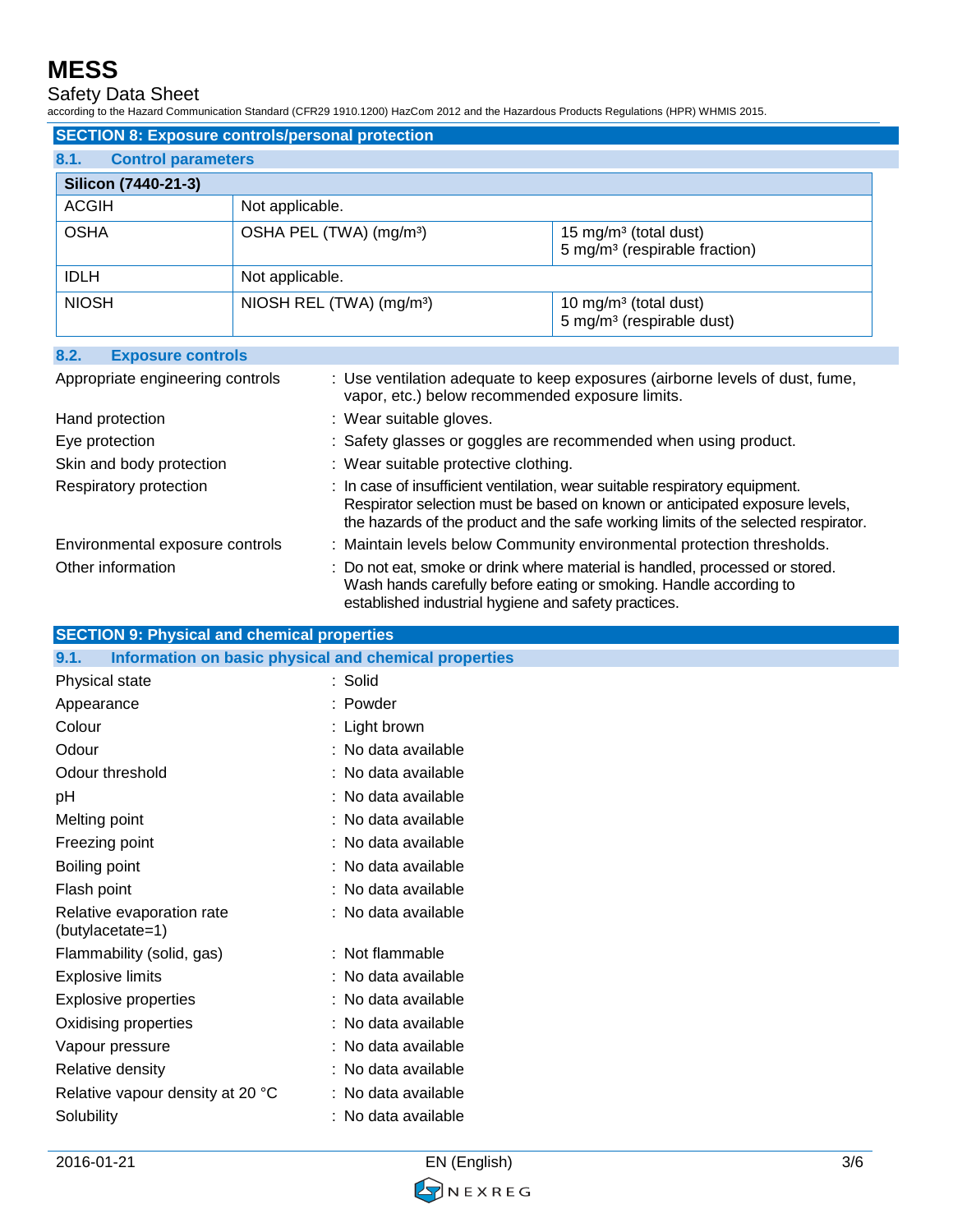## SECTION 8: Exposure controls/personal protection

### 8.1. Control parameters

| Silicon (7440-21-3) | | |
|---|---|---|
| ACGIH | Not applicable. | |
| OSHA | OSHA PEL (TWA) (mg/m³) | 15 mg/m³ (total dust)<br>5 mg/m³ (respirable fraction) |
| IDLH | Not applicable. | |
| NIOSH | NIOSH REL (TWA) (mg/m³) | 10 mg/m³ (total dust)<br>5 mg/m³ (respirable dust) |

### 8.2. Exposure controls

Appropriate engineering controls : Use ventilation adequate to keep exposures (airborne levels of dust, fume, vapor, etc.) below recommended exposure limits.

Hand protection : Wear suitable gloves.

Eye protection : Safety glasses or goggles are recommended when using product.

Skin and body protection : Wear suitable protective clothing.

Respiratory protection : In case of insufficient ventilation, wear suitable respiratory equipment. Respirator selection must be based on known or anticipated exposure levels, the hazards of the product and the safe working limits of the selected respirator.

Environmental exposure controls : Maintain levels below Community environmental protection thresholds.

Other information : Do not eat, smoke or drink where material is handled, processed or stored. Wash hands carefully before eating or smoking. Handle according to established industrial hygiene and safety practices.

## SECTION 9: Physical and chemical properties

### 9.1. Information on basic physical and chemical properties

Physical state : Solid

Appearance : Powder

Colour : Light brown

Odour : No data available

Odour threshold : No data available

pH : No data available

Melting point : No data available

Freezing point : No data available

Boiling point : No data available

Flash point : No data available

Relative evaporation rate (butylacetate=1) : No data available

Flammability (solid, gas) : Not flammable

Explosive limits : No data available

Explosive properties : No data available

Oxidising properties : No data available

Vapour pressure : No data available

Relative density : No data available

Relative vapour density at 20 °C : No data available

Solubility : No data available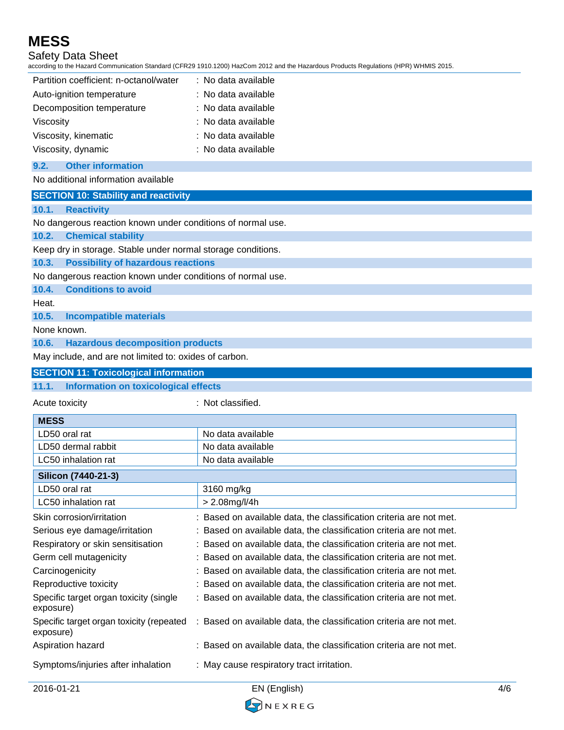Partition coefficient: n-octanol/water : No data available
Auto-ignition temperature : No data available
Decomposition temperature : No data available
Viscosity : No data available
Viscosity, kinematic : No data available
Viscosity, dynamic : No data available

### 9.2. Other information

No additional information available

## SECTION 10: Stability and reactivity

### 10.1. Reactivity

No dangerous reaction known under conditions of normal use.

### 10.2. Chemical stability

Keep dry in storage. Stable under normal storage conditions.

### 10.3. Possibility of hazardous reactions

No dangerous reaction known under conditions of normal use.

### 10.4. Conditions to avoid

Heat.

### 10.5. Incompatible materials

None known.

### 10.6. Hazardous decomposition products

May include, and are not limited to: oxides of carbon.

## SECTION 11: Toxicological information

### 11.1. Information on toxicological effects

Acute toxicity : Not classified.

| **MESS** | |
|---|---|
| LD50 oral rat | No data available |
| LD50 dermal rabbit | No data available |
| LC50 inhalation rat | No data available |

| **Silicon (7440-21-3)** | |
|---|---|
| LD50 oral rat | 3160 mg/kg |
| LC50 inhalation rat | > 2.08mg/l/4h |

Skin corrosion/irritation : Based on available data, the classification criteria are not met.
Serious eye damage/irritation : Based on available data, the classification criteria are not met.
Respiratory or skin sensitisation : Based on available data, the classification criteria are not met.
Germ cell mutagenicity : Based on available data, the classification criteria are not met.
Carcinogenicity : Based on available data, the classification criteria are not met.
Reproductive toxicity : Based on available data, the classification criteria are not met.
Specific target organ toxicity (single exposure) : Based on available data, the classification criteria are not met.
Specific target organ toxicity (repeated exposure) : Based on available data, the classification criteria are not met.
Aspiration hazard : Based on available data, the classification criteria are not met.

Symptoms/injuries after inhalation : May cause respiratory tract irritation.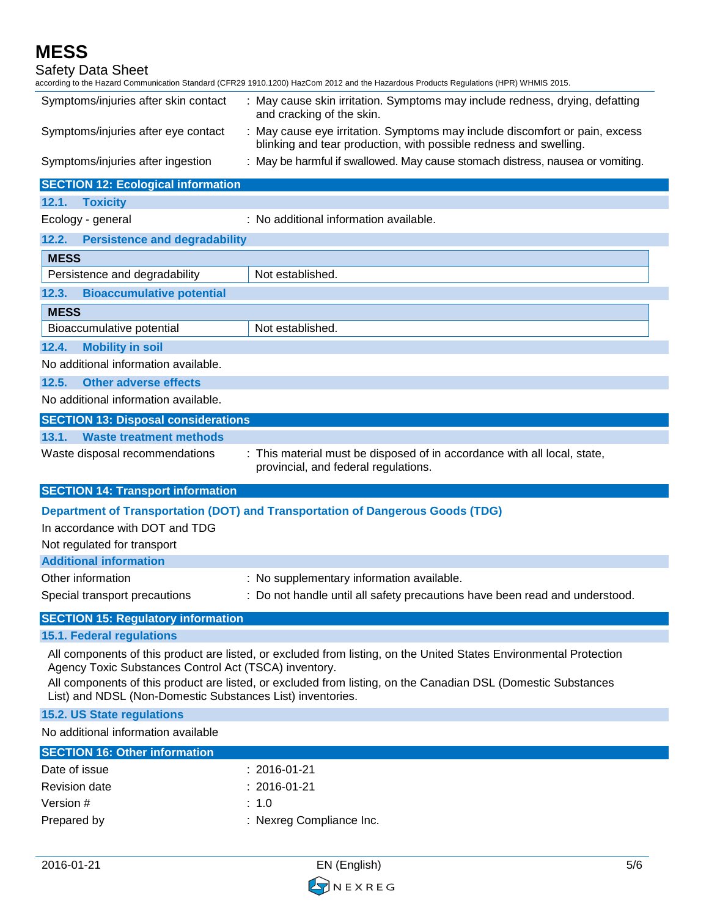| | |
|---|---|
| Symptoms/injuries after skin contact | : May cause skin irritation. Symptoms may include redness, drying, defatting and cracking of the skin. |
| Symptoms/injuries after eye contact | : May cause eye irritation. Symptoms may include discomfort or pain, excess blinking and tear production, with possible redness and swelling. |
| Symptoms/injuries after ingestion | : May be harmful if swallowed. May cause stomach distress, nausea or vomiting. |

## SECTION 12: Ecological information

### 12.1. Toxicity

Ecology - general : No additional information available.

### 12.2. Persistence and degradability

| MESS | |
|---|---|
| Persistence and degradability | Not established. |

### 12.3. Bioaccumulative potential

| MESS | |
|---|---|
| Bioaccumulative potential | Not established. |

### 12.4. Mobility in soil

No additional information available.

### 12.5. Other adverse effects

No additional information available.

## SECTION 13: Disposal considerations

### 13.1. Waste treatment methods

Waste disposal recommendations : This material must be disposed of in accordance with all local, state, provincial, and federal regulations.

## SECTION 14: Transport information

### Department of Transportation (DOT) and Transportation of Dangerous Goods (TDG)

In accordance with DOT and TDG

Not regulated for transport

### Additional information

| | |
|---|---|
| Other information | : No supplementary information available. |
| Special transport precautions | : Do not handle until all safety precautions have been read and understood. |

## SECTION 15: Regulatory information

### 15.1. Federal regulations

All components of this product are listed, or excluded from listing, on the United States Environmental Protection Agency Toxic Substances Control Act (TSCA) inventory.

All components of this product are listed, or excluded from listing, on the Canadian DSL (Domestic Substances List) and NDSL (Non-Domestic Substances List) inventories.

### 15.2. US State regulations

No additional information available

## SECTION 16: Other information

| | |
|---|---|
| Date of issue | : 2016-01-21 |
| Revision date | : 2016-01-21 |
| Version # | : 1.0 |
| Prepared by | : Nexreg Compliance Inc. |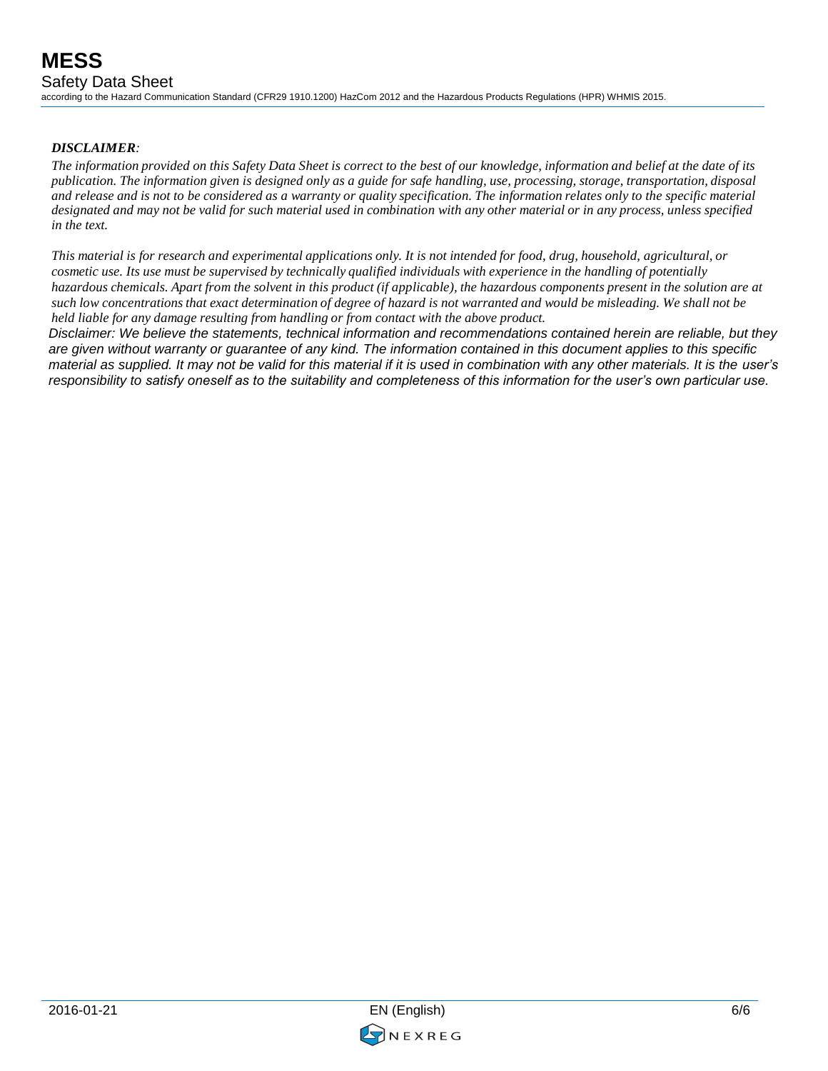***DISCLAIMER**:*

*The information provided on this Safety Data Sheet is correct to the best of our knowledge, information and belief at the date of its publication. The information given is designed only as a guide for safe handling, use, processing, storage, transportation, disposal and release and is not to be considered as a warranty or quality specification. The information relates only to the specific material designated and may not be valid for such material used in combination with any other material or in any process, unless specified in the text.*

*This material is for research and experimental applications only. It is not intended for food, drug, household, agricultural, or cosmetic use. Its use must be supervised by technically qualified individuals with experience in the handling of potentially hazardous chemicals. Apart from the solvent in this product (if applicable), the hazardous components present in the solution are at such low concentrations that exact determination of degree of hazard is not warranted and would be misleading. We shall not be held liable for any damage resulting from handling or from contact with the above product.*

*Disclaimer: We believe the statements, technical information and recommendations contained herein are reliable, but they are given without warranty or guarantee of any kind. The information contained in this document applies to this specific material as supplied. It may not be valid for this material if it is used in combination with any other materials. It is the user's responsibility to satisfy oneself as to the suitability and completeness of this information for the user's own particular use.*